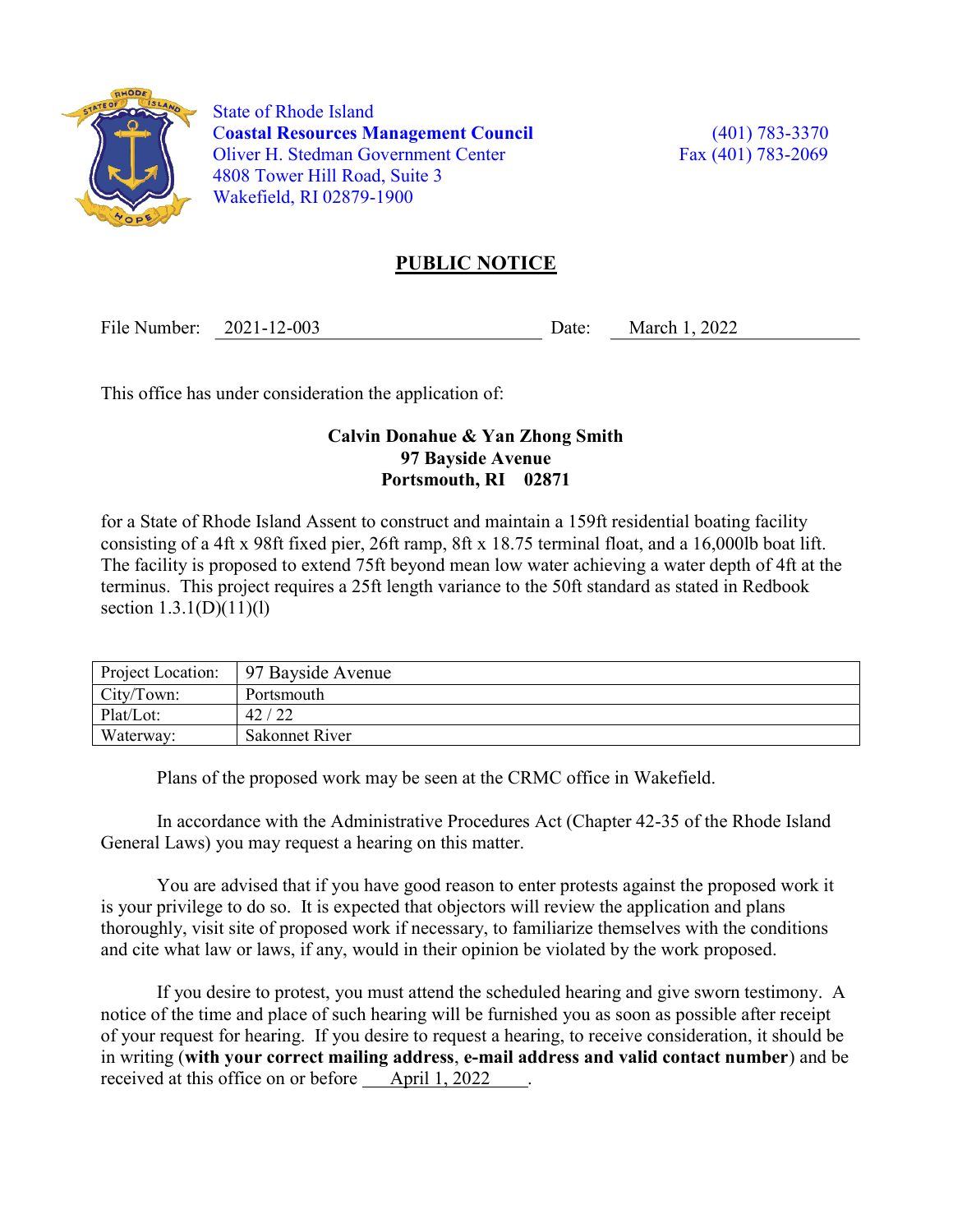State of Rhode Island
**Coastal Resources Management Council**
Oliver H. Stedman Government Center
4808 Tower Hill Road, Suite 3
Wakefield, RI 02879-1900

(401) 783-3370
Fax (401) 783-2069

# PUBLIC NOTICE

File Number: 2021-12-003 Date: March 1, 2022

This office has under consideration the application of:

**Calvin Donahue & Yan Zhong Smith**
**97 Bayside Avenue**
**Portsmouth, RI 02871**

for a State of Rhode Island Assent to construct and maintain a 159ft residential boating facility consisting of a 4ft x 98ft fixed pier, 26ft ramp, 8ft x 18.75 terminal float, and a 16,000lb boat lift. The facility is proposed to extend 75ft beyond mean low water achieving a water depth of 4ft at the terminus. This project requires a 25ft length variance to the 50ft standard as stated in Redbook section 1.3.1(D)(11)(l)

| Project Location: | 97 Bayside Avenue |
|---|---|
| City/Town: | Portsmouth |
| Plat/Lot: | 42 / 22 |
| Waterway: | Sakonnet River |

Plans of the proposed work may be seen at the CRMC office in Wakefield.

In accordance with the Administrative Procedures Act (Chapter 42-35 of the Rhode Island General Laws) you may request a hearing on this matter.

You are advised that if you have good reason to enter protests against the proposed work it is your privilege to do so. It is expected that objectors will review the application and plans thoroughly, visit site of proposed work if necessary, to familiarize themselves with the conditions and cite what law or laws, if any, would in their opinion be violated by the work proposed.

If you desire to protest, you must attend the scheduled hearing and give sworn testimony. A notice of the time and place of such hearing will be furnished you as soon as possible after receipt of your request for hearing. If you desire to request a hearing, to receive consideration, it should be in writing (**with your correct mailing address**, **e-mail address and valid contact number**) and be received at this office on or before April 1, 2022.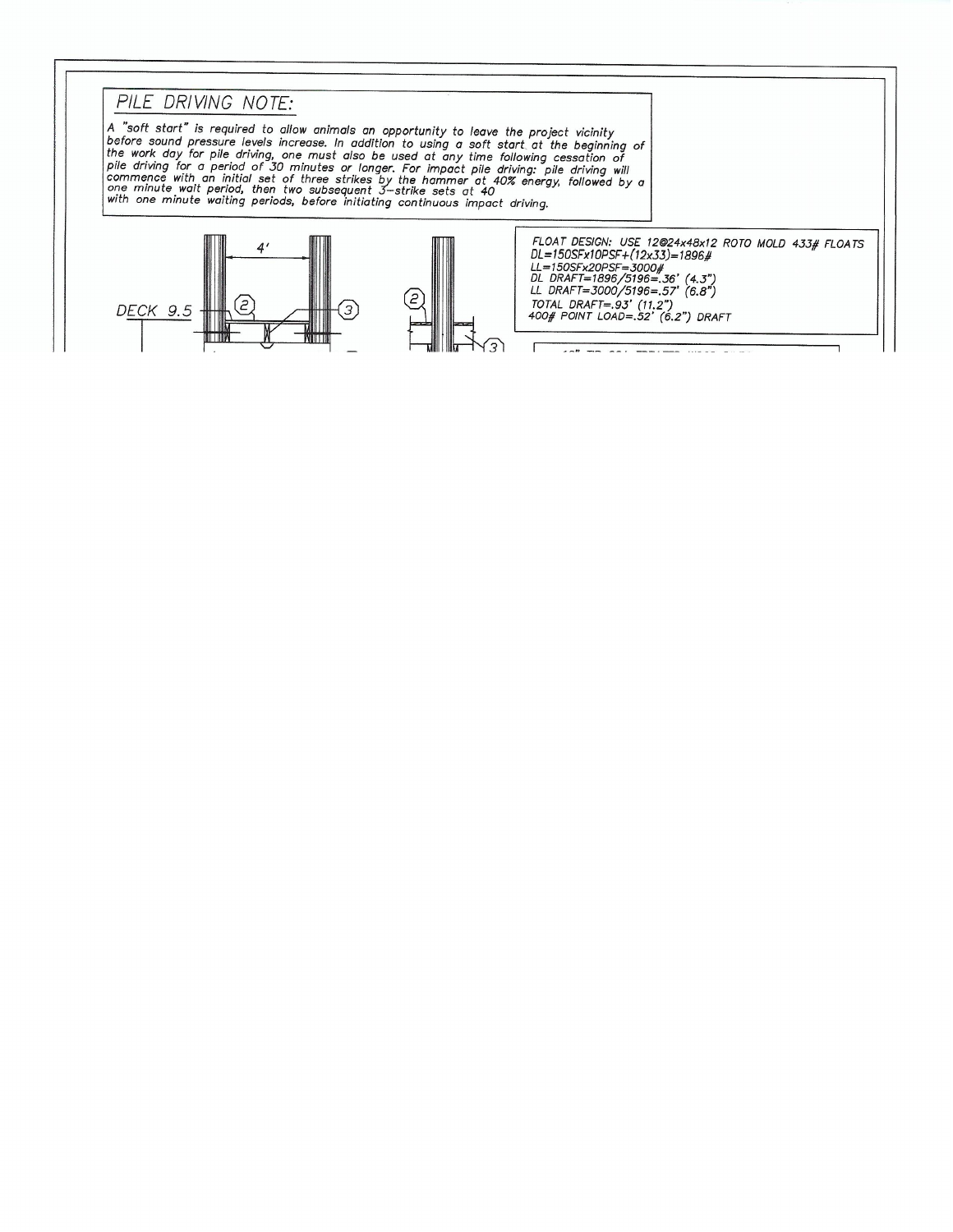## PILE DRIVING NOTE:

A "soft start" is required to allow animals an opportunity to leave the project vicinity before sound pressure levels increase. In addition to using a soft start at the beginning of the work day for pile driving, one must also be used at any time following cessation of pile driving for a period of 30 minutes or longer. For impact pile driving: pile driving will commence with an initial set of three strikes by the hammer at 40% energy, followed by a one minute wait period, then two subsequent 3-strike sets at 40 with one minute waiting periods, before initiating continuous impact driving.

FLOAT DESIGN: USE 12@24x48x12 ROTO MOLD 433# FLOATS
DL=150SFx10PSF+(12x33)=1896#
LL=150SFx20PSF=3000#
DL DRAFT=1896/5196=.36' (4.3")
LL DRAFT=3000/5196=.57' (6.8")
TOTAL DRAFT=.93' (11.2")
400# POINT LOAD=.52' (6.2") DRAFT

4'

DECK 9.5

2

3

2

3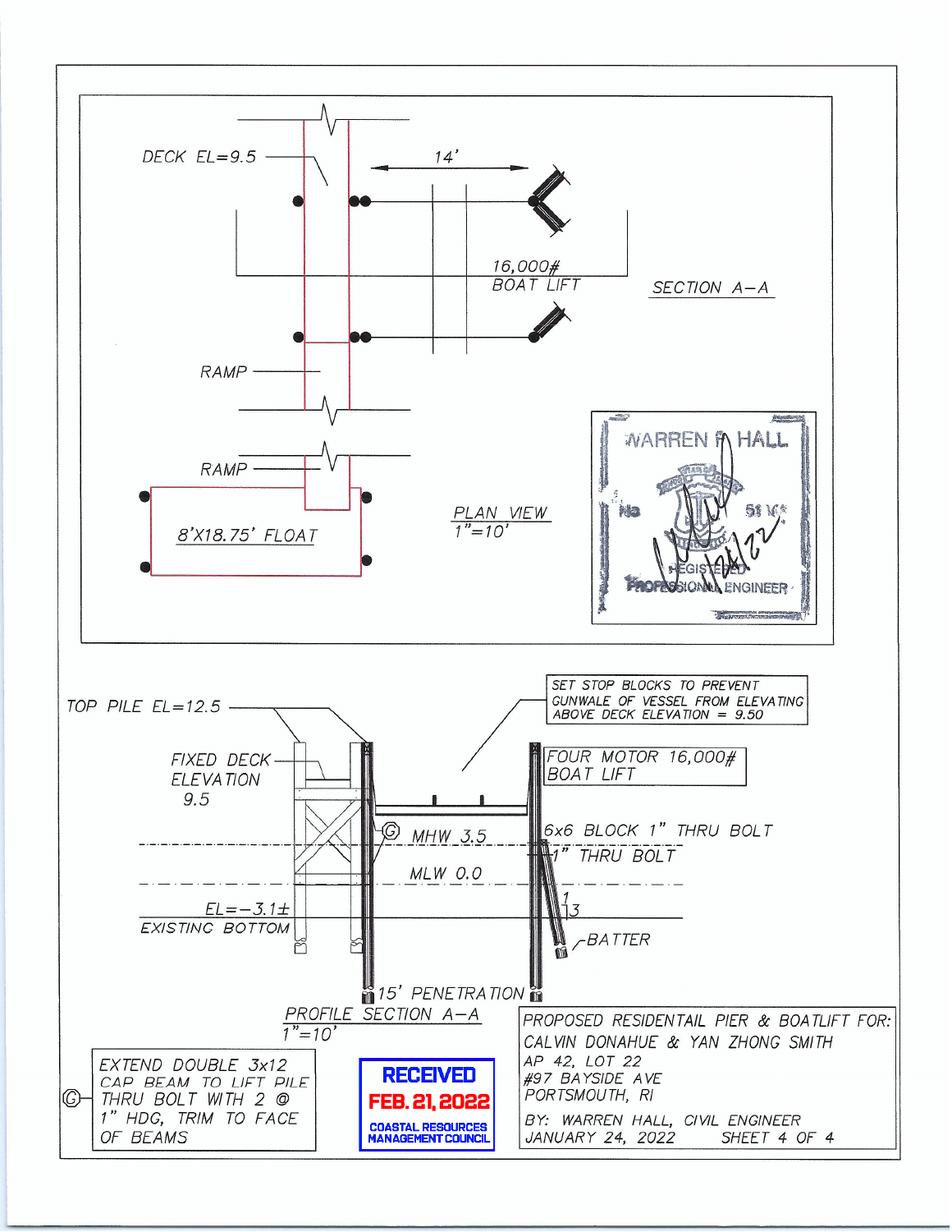DECK EL=9.5

14'

16,000# BOAT LIFT

SECTION A–A

RAMP

RAMP

8'X18.75' FLOAT

PLAN VIEW
1"=10'

WARREN R. HALL
No. 5???
REGISTERED PROFESSIONAL ENGINEER

TOP PILE EL=12.5

FIXED DECK ELEVATION 9.5

SET STOP BLOCKS TO PREVENT GUNWALE OF VESSEL FROM ELEVATING ABOVE DECK ELEVATION = 9.50

FOUR MOTOR 16,000# BOAT LIFT

6x6 BLOCK 1" THRU BOLT

MHW 3.5

1" THRU BOLT

MLW 0.0

EL=–3.1±
EXISTING BOTTOM

1
3
BATTER

15' PENETRATION

PROFILE SECTION A–A
1"=10'

(G) EXTEND DOUBLE 3x12 CAP BEAM TO LIFT PILE THRU BOLT WITH 2 @ 1" HDG, TRIM TO FACE OF BEAMS

RECEIVED
FEB. 21, 2022
COASTAL RESOURCES MANAGEMENT COUNCIL

PROPOSED RESIDENTAIL PIER & BOATLIFT FOR:
CALVIN DONAHUE & YAN ZHONG SMITH
AP 42, LOT 22
#97 BAYSIDE AVE
PORTSMOUTH, RI
BY: WARREN HALL, CIVIL ENGINEER
JANUARY 24, 2022 SHEET 4 OF 4